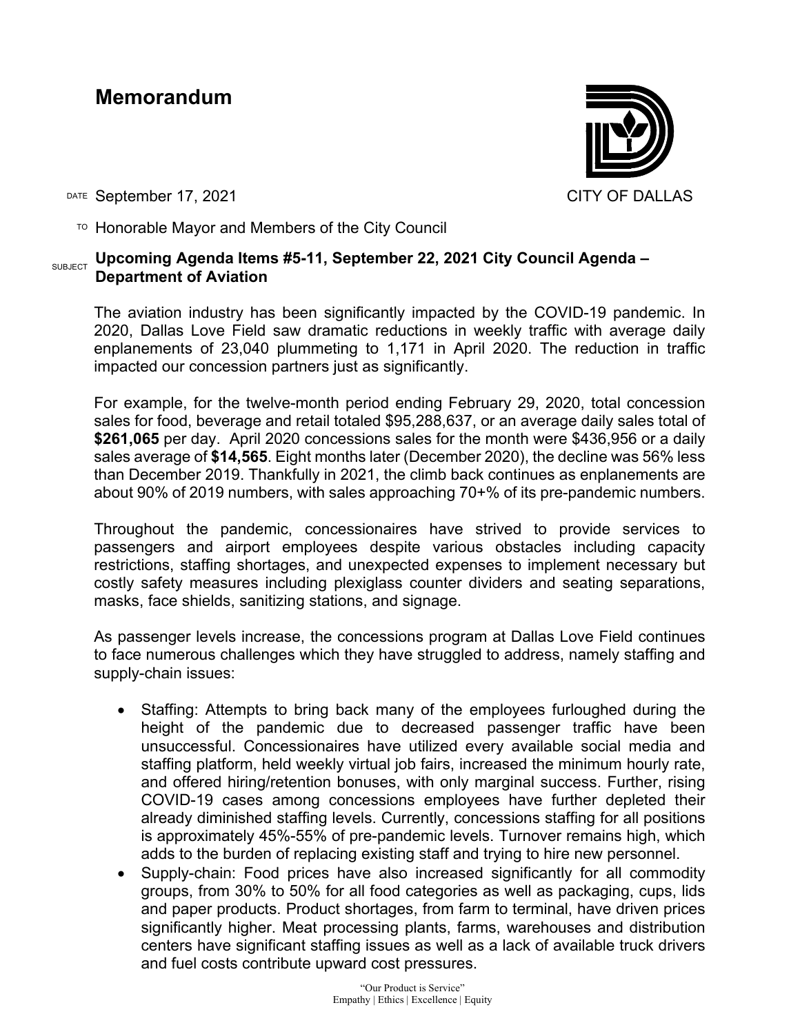# Memorandum

CITY OF DALLAS

DATE September 17, 2021

TO Honorable Mayor and Members of the City Council

SUBJECT **Upcoming Agenda Items #5-11, September 22, 2021 City Council Agenda – Department of Aviation**

The aviation industry has been significantly impacted by the COVID-19 pandemic. In 2020, Dallas Love Field saw dramatic reductions in weekly traffic with average daily enplanements of 23,040 plummeting to 1,171 in April 2020. The reduction in traffic impacted our concession partners just as significantly.

For example, for the twelve-month period ending February 29, 2020, total concession sales for food, beverage and retail totaled $95,288,637, or an average daily sales total of **$261,065** per day. April 2020 concessions sales for the month were $436,956 or a daily sales average of **$14,565**. Eight months later (December 2020), the decline was 56% less than December 2019. Thankfully in 2021, the climb back continues as enplanements are about 90% of 2019 numbers, with sales approaching 70+% of its pre-pandemic numbers.

Throughout the pandemic, concessionaires have strived to provide services to passengers and airport employees despite various obstacles including capacity restrictions, staffing shortages, and unexpected expenses to implement necessary but costly safety measures including plexiglass counter dividers and seating separations, masks, face shields, sanitizing stations, and signage.

As passenger levels increase, the concessions program at Dallas Love Field continues to face numerous challenges which they have struggled to address, namely staffing and supply-chain issues:

- Staffing: Attempts to bring back many of the employees furloughed during the height of the pandemic due to decreased passenger traffic have been unsuccessful. Concessionaires have utilized every available social media and staffing platform, held weekly virtual job fairs, increased the minimum hourly rate, and offered hiring/retention bonuses, with only marginal success. Further, rising COVID-19 cases among concessions employees have further depleted their already diminished staffing levels. Currently, concessions staffing for all positions is approximately 45%-55% of pre-pandemic levels. Turnover remains high, which adds to the burden of replacing existing staff and trying to hire new personnel.
- Supply-chain: Food prices have also increased significantly for all commodity groups, from 30% to 50% for all food categories as well as packaging, cups, lids and paper products. Product shortages, from farm to terminal, have driven prices significantly higher. Meat processing plants, farms, warehouses and distribution centers have significant staffing issues as well as a lack of available truck drivers and fuel costs contribute upward cost pressures.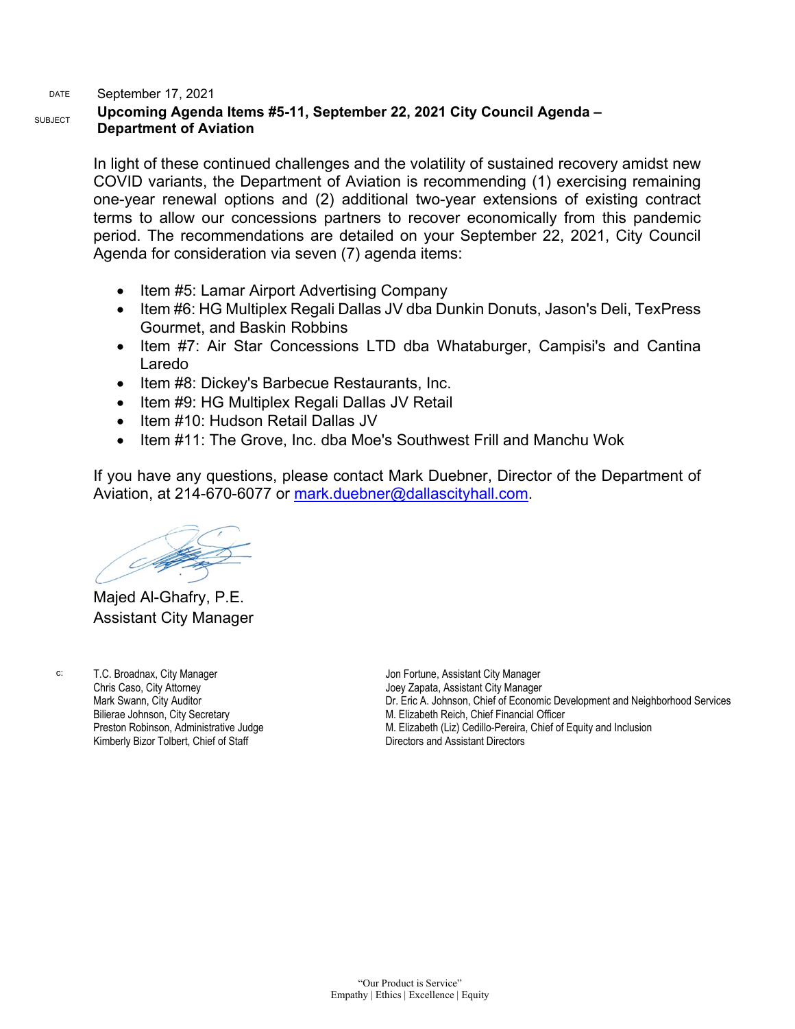DATE September 17, 2021

SUBJECT **Upcoming Agenda Items #5-11, September 22, 2021 City Council Agenda – Department of Aviation**

In light of these continued challenges and the volatility of sustained recovery amidst new COVID variants, the Department of Aviation is recommending (1) exercising remaining one-year renewal options and (2) additional two-year extensions of existing contract terms to allow our concessions partners to recover economically from this pandemic period. The recommendations are detailed on your September 22, 2021, City Council Agenda for consideration via seven (7) agenda items:

- Item #5: Lamar Airport Advertising Company
- Item #6: HG Multiplex Regali Dallas JV dba Dunkin Donuts, Jason's Deli, TexPress Gourmet, and Baskin Robbins
- Item #7: Air Star Concessions LTD dba Whataburger, Campisi's and Cantina Laredo
- Item #8: Dickey's Barbecue Restaurants, Inc.
- Item #9: HG Multiplex Regali Dallas JV Retail
- Item #10: Hudson Retail Dallas JV
- Item #11: The Grove, Inc. dba Moe's Southwest Frill and Manchu Wok

If you have any questions, please contact Mark Duebner, Director of the Department of Aviation, at 214-670-6077 or mark.duebner@dallascityhall.com.

Majed Al-Ghafry, P.E.
Assistant City Manager

c: T.C. Broadnax, City Manager
Chris Caso, City Attorney
Mark Swann, City Auditor
Bilierae Johnson, City Secretary
Preston Robinson, Administrative Judge
Kimberly Bizor Tolbert, Chief of Staff
Jon Fortune, Assistant City Manager
Joey Zapata, Assistant City Manager
Dr. Eric A. Johnson, Chief of Economic Development and Neighborhood Services
M. Elizabeth Reich, Chief Financial Officer
M. Elizabeth (Liz) Cedillo-Pereira, Chief of Equity and Inclusion
Directors and Assistant Directors

"Our Product is Service"
Empathy | Ethics | Excellence | Equity